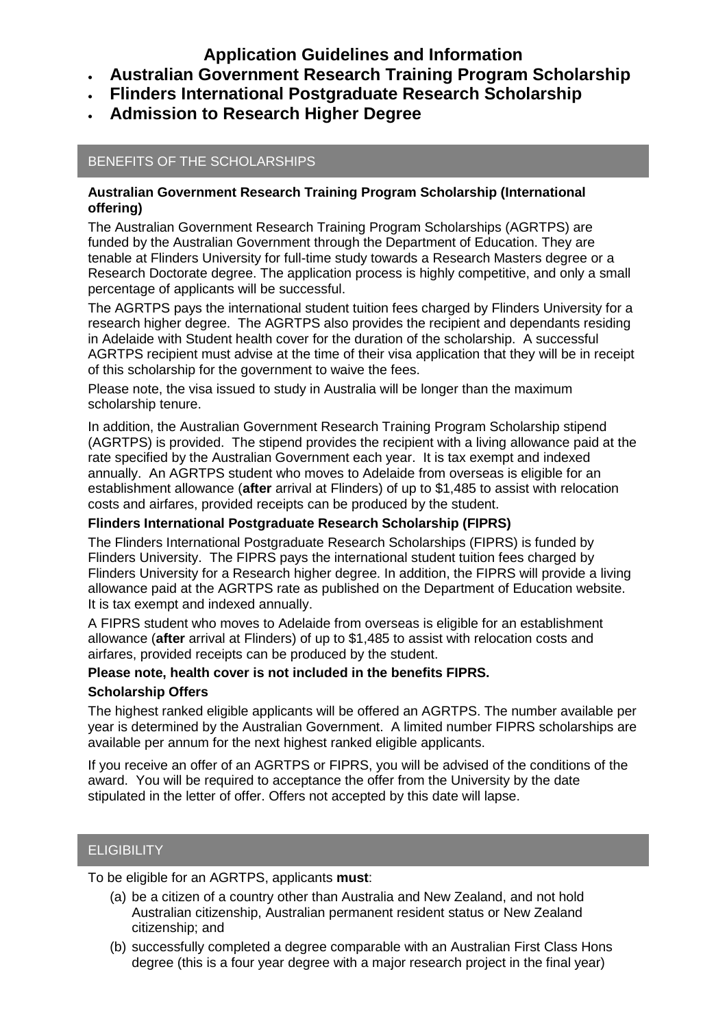# Application Guidelines and Information

- **Australian Government Research Training Program Scholarship**
- **Flinders International Postgraduate Research Scholarship**
- **Admission to Research Higher Degree**

## BENEFITS OF THE SCHOLARSHIPS

**Australian Government Research Training Program Scholarship (International offering)**

The Australian Government Research Training Program Scholarships (AGRTPS) are funded by the Australian Government through the Department of Education. They are tenable at Flinders University for full-time study towards a Research Masters degree or a Research Doctorate degree. The application process is highly competitive, and only a small percentage of applicants will be successful.

The AGRTPS pays the international student tuition fees charged by Flinders University for a research higher degree. The AGRTPS also provides the recipient and dependants residing in Adelaide with Student health cover for the duration of the scholarship. A successful AGRTPS recipient must advise at the time of their visa application that they will be in receipt of this scholarship for the government to waive the fees.

Please note, the visa issued to study in Australia will be longer than the maximum scholarship tenure.

In addition, the Australian Government Research Training Program Scholarship stipend (AGRTPS) is provided. The stipend provides the recipient with a living allowance paid at the rate specified by the Australian Government each year. It is tax exempt and indexed annually. An AGRTPS student who moves to Adelaide from overseas is eligible for an establishment allowance (**after** arrival at Flinders) of up to $1,485 to assist with relocation costs and airfares, provided receipts can be produced by the student.

**Flinders International Postgraduate Research Scholarship (FIPRS)**

The Flinders International Postgraduate Research Scholarships (FIPRS) is funded by Flinders University. The FIPRS pays the international student tuition fees charged by Flinders University for a Research higher degree. In addition, the FIPRS will provide a living allowance paid at the AGRTPS rate as published on the Department of Education website. It is tax exempt and indexed annually.

A FIPRS student who moves to Adelaide from overseas is eligible for an establishment allowance (**after** arrival at Flinders) of up to $1,485 to assist with relocation costs and airfares, provided receipts can be produced by the student.

**Please note, health cover is not included in the benefits FIPRS.**

**Scholarship Offers**

The highest ranked eligible applicants will be offered an AGRTPS. The number available per year is determined by the Australian Government. A limited number FIPRS scholarships are available per annum for the next highest ranked eligible applicants.

If you receive an offer of an AGRTPS or FIPRS, you will be advised of the conditions of the award. You will be required to acceptance the offer from the University by the date stipulated in the letter of offer. Offers not accepted by this date will lapse.

## ELIGIBILITY

To be eligible for an AGRTPS, applicants **must**:

(a) be a citizen of a country other than Australia and New Zealand, and not hold Australian citizenship, Australian permanent resident status or New Zealand citizenship; and

(b) successfully completed a degree comparable with an Australian First Class Hons degree (this is a four year degree with a major research project in the final year)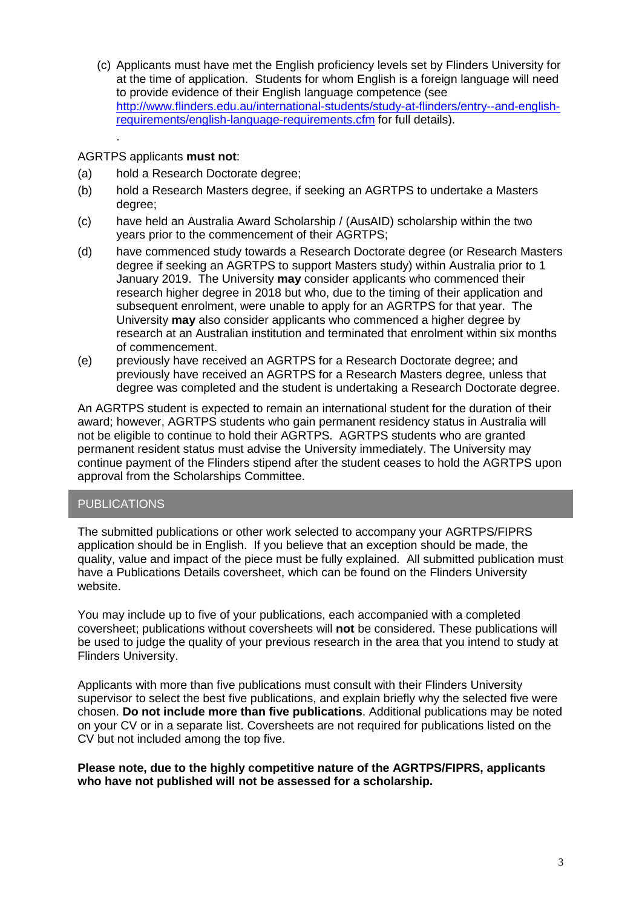(c) Applicants must have met the English proficiency levels set by Flinders University for at the time of application. Students for whom English is a foreign language will need to provide evidence of their English language competence (see [http://www.flinders.edu.au/international-students/study-at-flinders/entry--and-english-requirements/english-language-requirements.cfm](http://www.flinders.edu.au/international-students/study-at-flinders/entry--and-english-requirements/english-language-requirements.cfm) for full details).

.

AGRTPS applicants **must not**:

(a) hold a Research Doctorate degree;

(b) hold a Research Masters degree, if seeking an AGRTPS to undertake a Masters degree;

(c) have held an Australia Award Scholarship / (AusAID) scholarship within the two years prior to the commencement of their AGRTPS;

(d) have commenced study towards a Research Doctorate degree (or Research Masters degree if seeking an AGRTPS to support Masters study) within Australia prior to 1 January 2019. The University **may** consider applicants who commenced their research higher degree in 2018 but who, due to the timing of their application and subsequent enrolment, were unable to apply for an AGRTPS for that year. The University **may** also consider applicants who commenced a higher degree by research at an Australian institution and terminated that enrolment within six months of commencement.

(e) previously have received an AGRTPS for a Research Doctorate degree; and previously have received an AGRTPS for a Research Masters degree, unless that degree was completed and the student is undertaking a Research Doctorate degree.

An AGRTPS student is expected to remain an international student for the duration of their award; however, AGRTPS students who gain permanent residency status in Australia will not be eligible to continue to hold their AGRTPS. AGRTPS students who are granted permanent resident status must advise the University immediately. The University may continue payment of the Flinders stipend after the student ceases to hold the AGRTPS upon approval from the Scholarships Committee.

## PUBLICATIONS

The submitted publications or other work selected to accompany your AGRTPS/FIPRS application should be in English. If you believe that an exception should be made, the quality, value and impact of the piece must be fully explained. All submitted publication must have a Publications Details coversheet, which can be found on the Flinders University website.

You may include up to five of your publications, each accompanied with a completed coversheet; publications without coversheets will **not** be considered. These publications will be used to judge the quality of your previous research in the area that you intend to study at Flinders University.

Applicants with more than five publications must consult with their Flinders University supervisor to select the best five publications, and explain briefly why the selected five were chosen. **Do not include more than five publications**. Additional publications may be noted on your CV or in a separate list. Coversheets are not required for publications listed on the CV but not included among the top five.

**Please note, due to the highly competitive nature of the AGRTPS/FIPRS, applicants who have not published will not be assessed for a scholarship.**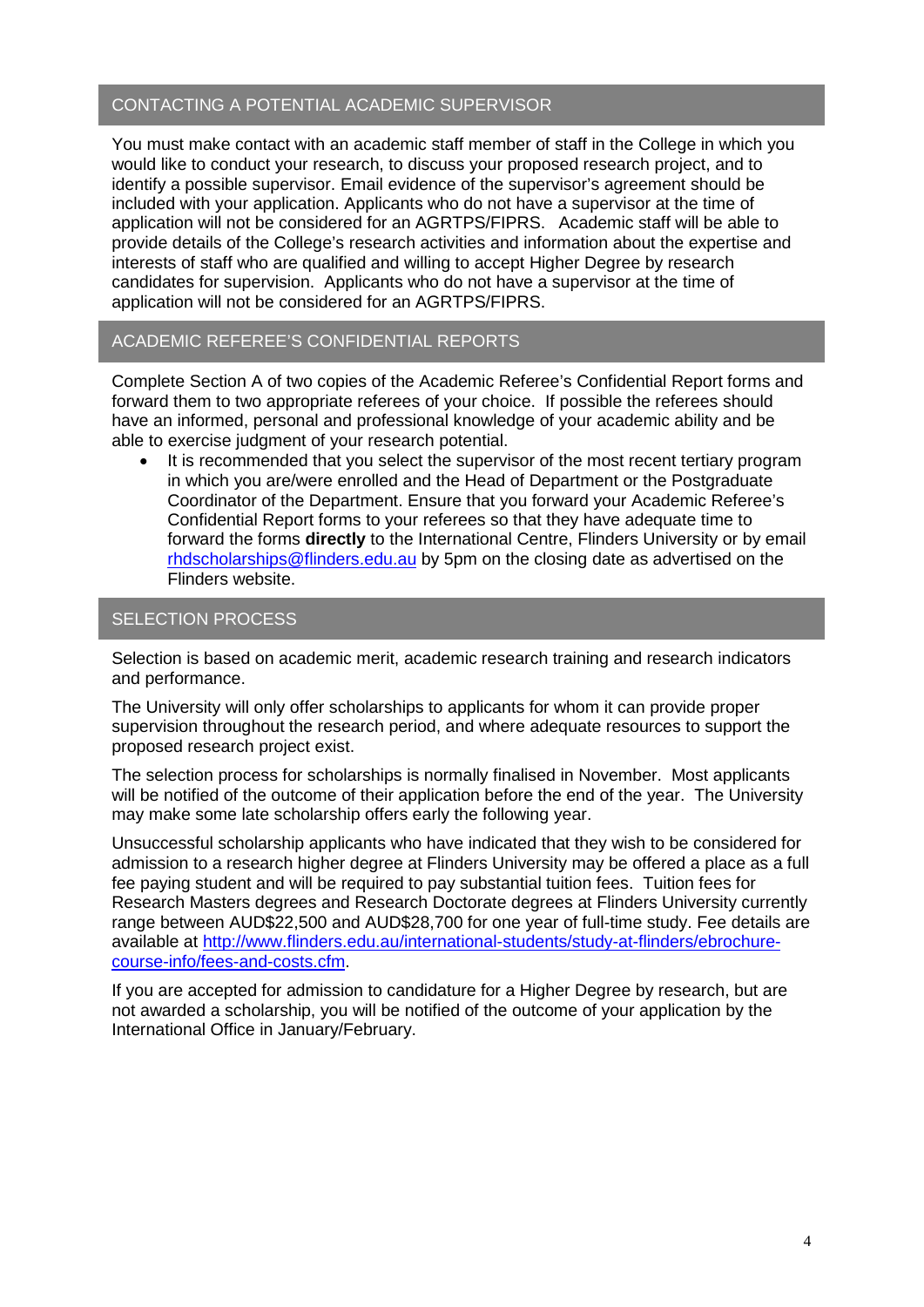## CONTACTING A POTENTIAL ACADEMIC SUPERVISOR

You must make contact with an academic staff member of staff in the College in which you would like to conduct your research, to discuss your proposed research project, and to identify a possible supervisor. Email evidence of the supervisor's agreement should be included with your application. Applicants who do not have a supervisor at the time of application will not be considered for an AGRTPS/FIPRS. Academic staff will be able to provide details of the College's research activities and information about the expertise and interests of staff who are qualified and willing to accept Higher Degree by research candidates for supervision. Applicants who do not have a supervisor at the time of application will not be considered for an AGRTPS/FIPRS.

## ACADEMIC REFEREE'S CONFIDENTIAL REPORTS

Complete Section A of two copies of the Academic Referee's Confidential Report forms and forward them to two appropriate referees of your choice. If possible the referees should have an informed, personal and professional knowledge of your academic ability and be able to exercise judgment of your research potential.

- It is recommended that you select the supervisor of the most recent tertiary program in which you are/were enrolled and the Head of Department or the Postgraduate Coordinator of the Department. Ensure that you forward your Academic Referee's Confidential Report forms to your referees so that they have adequate time to forward the forms **directly** to the International Centre, Flinders University or by email [rhdscholarships@flinders.edu.au](mailto:rhdscholarships@flinders.edu.au) by 5pm on the closing date as advertised on the Flinders website.

## SELECTION PROCESS

Selection is based on academic merit, academic research training and research indicators and performance.

The University will only offer scholarships to applicants for whom it can provide proper supervision throughout the research period, and where adequate resources to support the proposed research project exist.

The selection process for scholarships is normally finalised in November. Most applicants will be notified of the outcome of their application before the end of the year. The University may make some late scholarship offers early the following year.

Unsuccessful scholarship applicants who have indicated that they wish to be considered for admission to a research higher degree at Flinders University may be offered a place as a full fee paying student and will be required to pay substantial tuition fees. Tuition fees for Research Masters degrees and Research Doctorate degrees at Flinders University currently range between AUD$22,500 and AUD$28,700 for one year of full-time study. Fee details are available at [http://www.flinders.edu.au/international-students/study-at-flinders/ebrochure-course-info/fees-and-costs.cfm](http://www.flinders.edu.au/international-students/study-at-flinders/ebrochure-course-info/fees-and-costs.cfm).

If you are accepted for admission to candidature for a Higher Degree by research, but are not awarded a scholarship, you will be notified of the outcome of your application by the International Office in January/February.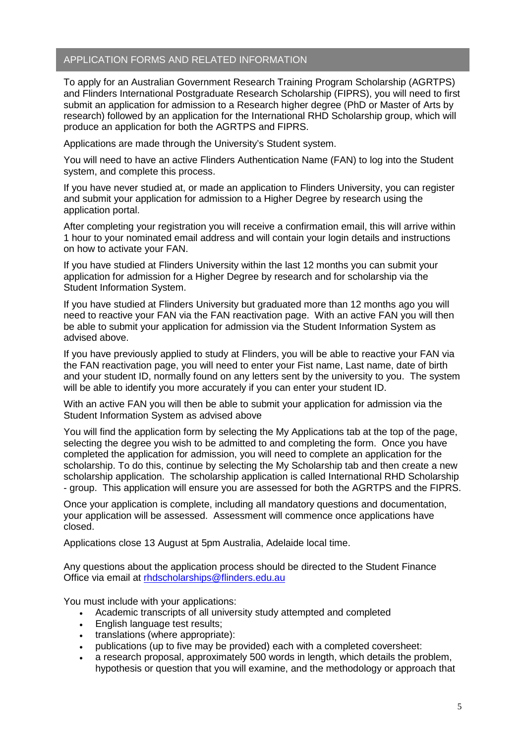## APPLICATION FORMS AND RELATED INFORMATION

To apply for an Australian Government Research Training Program Scholarship (AGRTPS) and Flinders International Postgraduate Research Scholarship (FIPRS), you will need to first submit an application for admission to a Research higher degree (PhD or Master of Arts by research) followed by an application for the International RHD Scholarship group, which will produce an application for both the AGRTPS and FIPRS.

Applications are made through the University's Student system.

You will need to have an active Flinders Authentication Name (FAN) to log into the Student system, and complete this process.

If you have never studied at, or made an application to Flinders University, you can register and submit your application for admission to a Higher Degree by research using the application portal.

After completing your registration you will receive a confirmation email, this will arrive within 1 hour to your nominated email address and will contain your login details and instructions on how to activate your FAN.

If you have studied at Flinders University within the last 12 months you can submit your application for admission for a Higher Degree by research and for scholarship via the Student Information System.

If you have studied at Flinders University but graduated more than 12 months ago you will need to reactive your FAN via the FAN reactivation page. With an active FAN you will then be able to submit your application for admission via the Student Information System as advised above.

If you have previously applied to study at Flinders, you will be able to reactive your FAN via the FAN reactivation page, you will need to enter your Fist name, Last name, date of birth and your student ID, normally found on any letters sent by the university to you. The system will be able to identify you more accurately if you can enter your student ID.

With an active FAN you will then be able to submit your application for admission via the Student Information System as advised above

You will find the application form by selecting the My Applications tab at the top of the page, selecting the degree you wish to be admitted to and completing the form. Once you have completed the application for admission, you will need to complete an application for the scholarship. To do this, continue by selecting the My Scholarship tab and then create a new scholarship application. The scholarship application is called International RHD Scholarship - group. This application will ensure you are assessed for both the AGRTPS and the FIPRS.

Once your application is complete, including all mandatory questions and documentation, your application will be assessed. Assessment will commence once applications have closed.

Applications close 13 August at 5pm Australia, Adelaide local time.

Any questions about the application process should be directed to the Student Finance Office via email at rhdscholarships@flinders.edu.au

You must include with your applications:

- Academic transcripts of all university study attempted and completed
- English language test results;
- translations (where appropriate):
- publications (up to five may be provided) each with a completed coversheet:
- a research proposal, approximately 500 words in length, which details the problem, hypothesis or question that you will examine, and the methodology or approach that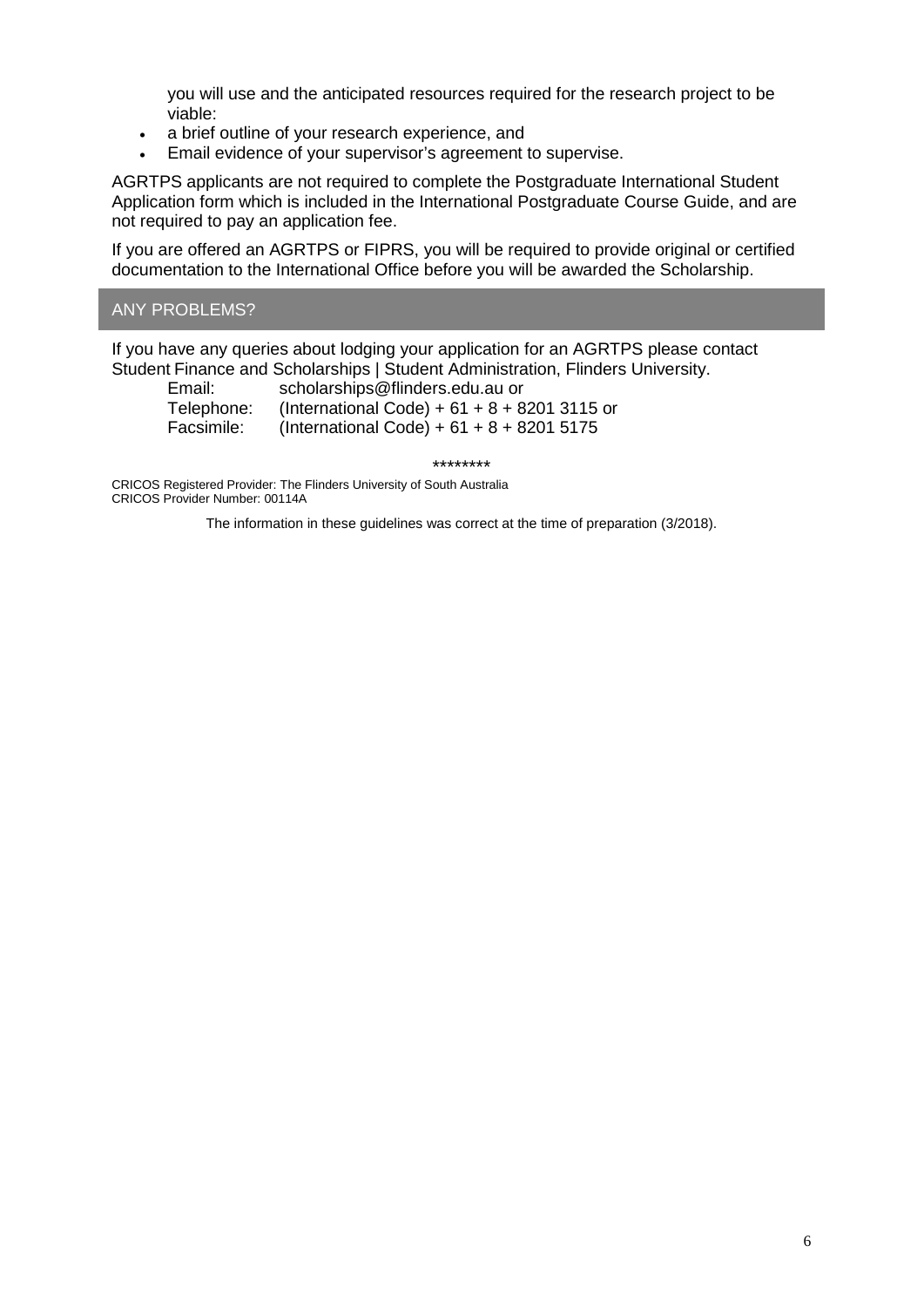you will use and the anticipated resources required for the research project to be viable:

- a brief outline of your research experience, and
- Email evidence of your supervisor's agreement to supervise.

AGRTPS applicants are not required to complete the Postgraduate International Student Application form which is included in the International Postgraduate Course Guide, and are not required to pay an application fee.

If you are offered an AGRTPS or FIPRS, you will be required to provide original or certified documentation to the International Office before you will be awarded the Scholarship.

## ANY PROBLEMS?

If you have any queries about lodging your application for an AGRTPS please contact Student Finance and Scholarships | Student Administration, Flinders University.

Email: scholarships@flinders.edu.au or
Telephone: (International Code) + 61 + 8 + 8201 3115 or
Facsimile: (International Code) + 61 + 8 + 8201 5175

********

CRICOS Registered Provider: The Flinders University of South Australia
CRICOS Provider Number: 00114A

The information in these guidelines was correct at the time of preparation (3/2018).